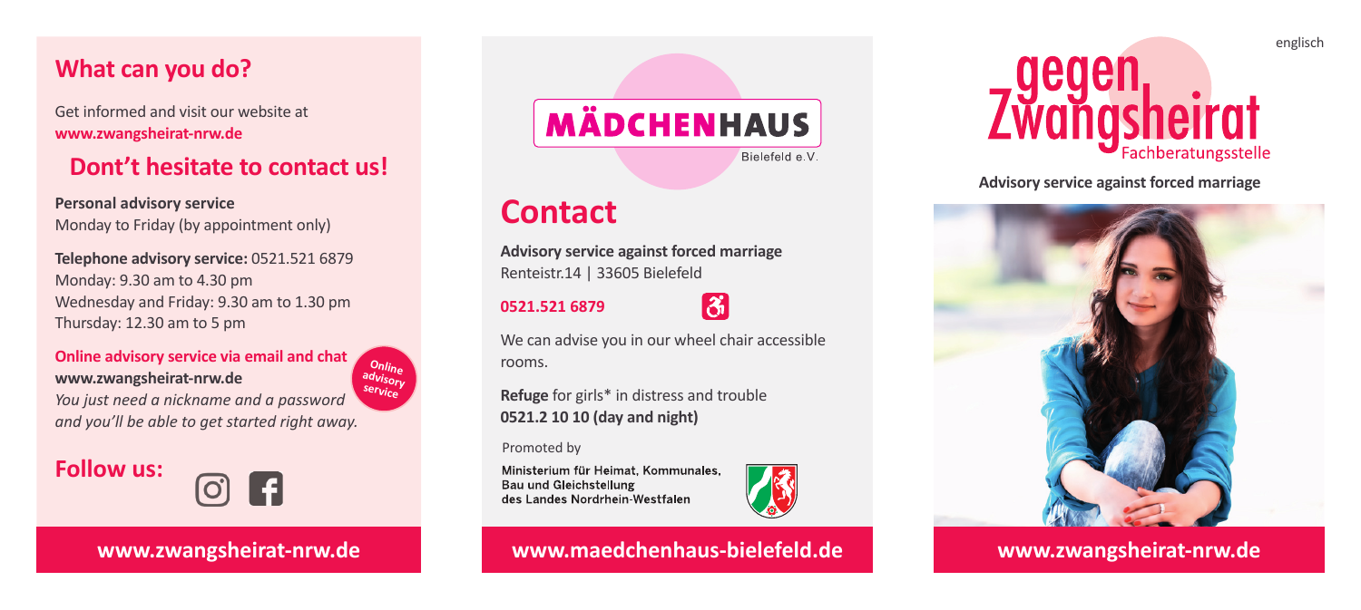## What can you do?

Get informed and visit our website at
**www.zwangsheirat-nrw.de**

## Dont't hesitate to contact us!

**Personal advisory service**
Monday to Friday (by appointment only)

**Telephone advisory service:** 0521.521 6879
Monday: 9.30 am to 4.30 pm
Wednesday and Friday: 9.30 am to 1.30 pm
Thursday: 12.30 am to 5 pm

**Online advisory service via email and chat**
**www.zwangsheirat-nrw.de**
*You just need a nickname and a password and you'll be able to get started right away.*

Online advisory service

## Follow us:

**www.zwangsheirat-nrw.de**

MÄDCHENHAUS
Bielefeld e.V.

# Contact

**Advisory service against forced marriage**
Renteistr.14 | 33605 Bielefeld

**0521.521 6879**

We can advise you in our wheel chair accessible rooms.

**Refuge** for girls* in distress and trouble
**0521.2 10 10 (day and night)**

Promoted by

Ministerium für Heimat, Kommunales, Bau und Gleichstellung des Landes Nordrhein-Westfalen

**www.maedchenhaus-bielefeld.de**

englisch

# gegen Zwangsheirat
Fachberatungsstelle

**Advisory service against forced marriage**

**www.zwangsheirat-nrw.de**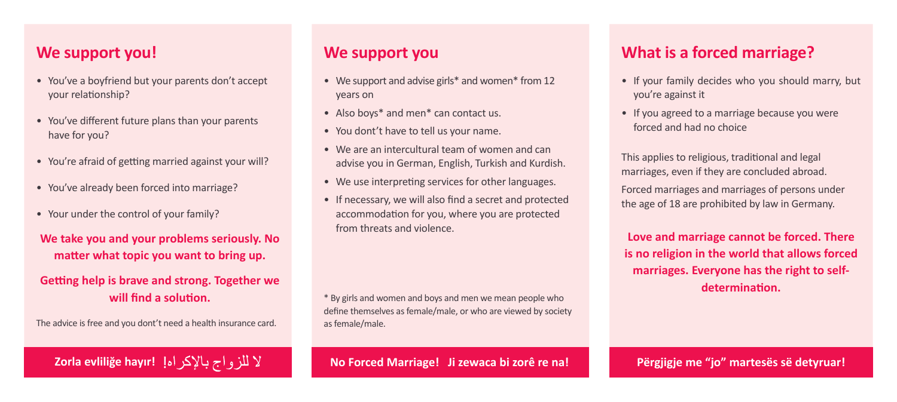## We support you!

- You've a boyfriend but your parents don't accept your relationship?
- You've different future plans than your parents have for you?
- You're afraid of getting married against your will?
- You've already been forced into marriage?
- Your under the control of your family?

**We take you and your problems seriously. No matter what topic you want to bring up.**

**Getting help is brave and strong. Together we will find a solution.**

The advice is free and you dont't need a health insurance card.

**Zorla evliliğe hayır! لا للزواج بالإكراه!**

## We support you

- We support and advise girls* and women* from 12 years on
- Also boys* and men* can contact us.
- You dont't have to tell us your name.
- We are an intercultural team of women and can advise you in German, English, Turkish and Kurdish.
- We use interpreting services for other languages.
- If necessary, we will also find a secret and protected accommodation for you, where you are protected from threats and violence.

* By girls and women and boys and men we mean people who define themselves as female/male, or who are viewed by society as female/male.

**No Forced Marriage! Ji zewaca bi zorê re na!**

## What is a forced marriage?

- If your family decides who you should marry, but you're against it
- If you agreed to a marriage because you were forced and had no choice

This applies to religious, traditional and legal marriages, even if they are concluded abroad.

Forced marriages and marriages of persons under the age of 18 are prohibited by law in Germany.

**Love and marriage cannot be forced. There is no religion in the world that allows forced marriages. Everyone has the right to self-determination.**

**Përgjigje me "jo" martesës së detyruar!**